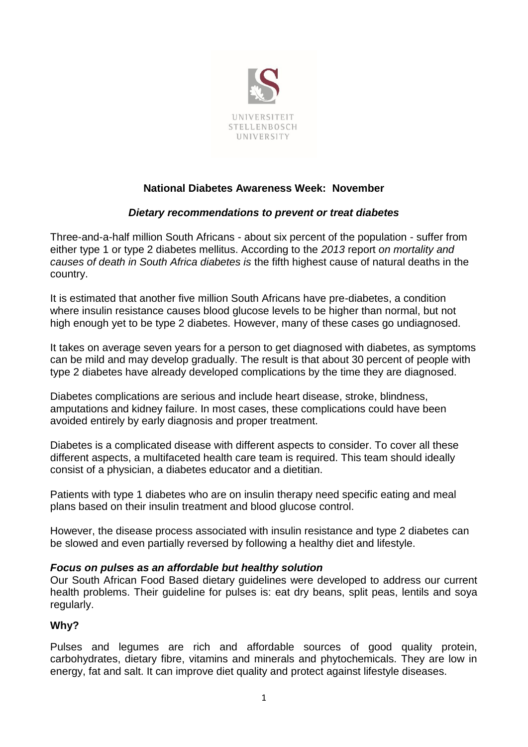UNIVERSITEIT
STELLENBOSCH
UNIVERSITY

**National Diabetes Awareness Week: November**

***Dietary recommendations to prevent or treat diabetes***

Three-and-a-half million South Africans - about six percent of the population - suffer from either type 1 or type 2 diabetes mellitus. According to the *2013* report *on mortality and causes of death in South Africa diabetes is* the fifth highest cause of natural deaths in the country.

It is estimated that another five million South Africans have pre-diabetes, a condition where insulin resistance causes blood glucose levels to be higher than normal, but not high enough yet to be type 2 diabetes. However, many of these cases go undiagnosed.

It takes on average seven years for a person to get diagnosed with diabetes, as symptoms can be mild and may develop gradually. The result is that about 30 percent of people with type 2 diabetes have already developed complications by the time they are diagnosed.

Diabetes complications are serious and include heart disease, stroke, blindness, amputations and kidney failure. In most cases, these complications could have been avoided entirely by early diagnosis and proper treatment.

Diabetes is a complicated disease with different aspects to consider. To cover all these different aspects, a multifaceted health care team is required. This team should ideally consist of a physician, a diabetes educator and a dietitian.

Patients with type 1 diabetes who are on insulin therapy need specific eating and meal plans based on their insulin treatment and blood glucose control.

However, the disease process associated with insulin resistance and type 2 diabetes can be slowed and even partially reversed by following a healthy diet and lifestyle.

***Focus on pulses as an affordable but healthy solution***

Our South African Food Based dietary guidelines were developed to address our current health problems. Their guideline for pulses is: eat dry beans, split peas, lentils and soya regularly.

**Why?**

Pulses and legumes are rich and affordable sources of good quality protein, carbohydrates, dietary fibre, vitamins and minerals and phytochemicals. They are low in energy, fat and salt. It can improve diet quality and protect against lifestyle diseases.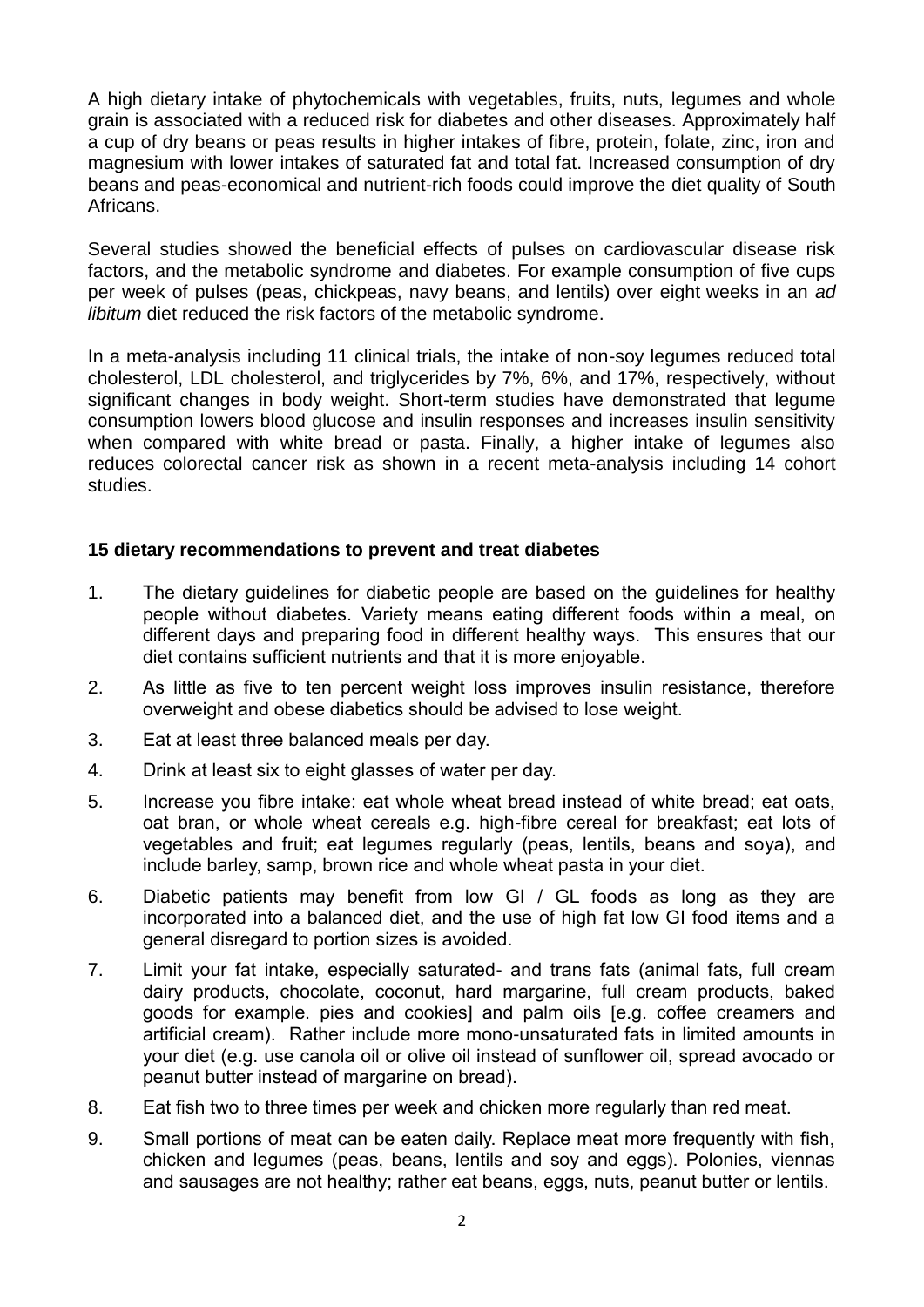A high dietary intake of phytochemicals with vegetables, fruits, nuts, legumes and whole grain is associated with a reduced risk for diabetes and other diseases. Approximately half a cup of dry beans or peas results in higher intakes of fibre, protein, folate, zinc, iron and magnesium with lower intakes of saturated fat and total fat. Increased consumption of dry beans and peas-economical and nutrient-rich foods could improve the diet quality of South Africans.

Several studies showed the beneficial effects of pulses on cardiovascular disease risk factors, and the metabolic syndrome and diabetes. For example consumption of five cups per week of pulses (peas, chickpeas, navy beans, and lentils) over eight weeks in an *ad libitum* diet reduced the risk factors of the metabolic syndrome.

In a meta-analysis including 11 clinical trials, the intake of non-soy legumes reduced total cholesterol, LDL cholesterol, and triglycerides by 7%, 6%, and 17%, respectively, without significant changes in body weight. Short-term studies have demonstrated that legume consumption lowers blood glucose and insulin responses and increases insulin sensitivity when compared with white bread or pasta. Finally, a higher intake of legumes also reduces colorectal cancer risk as shown in a recent meta-analysis including 14 cohort studies.

**15 dietary recommendations to prevent and treat diabetes**

1. The dietary guidelines for diabetic people are based on the guidelines for healthy people without diabetes. Variety means eating different foods within a meal, on different days and preparing food in different healthy ways. This ensures that our diet contains sufficient nutrients and that it is more enjoyable.
2. As little as five to ten percent weight loss improves insulin resistance, therefore overweight and obese diabetics should be advised to lose weight.
3. Eat at least three balanced meals per day.
4. Drink at least six to eight glasses of water per day.
5. Increase you fibre intake: eat whole wheat bread instead of white bread; eat oats, oat bran, or whole wheat cereals e.g. high-fibre cereal for breakfast; eat lots of vegetables and fruit; eat legumes regularly (peas, lentils, beans and soya), and include barley, samp, brown rice and whole wheat pasta in your diet.
6. Diabetic patients may benefit from low GI / GL foods as long as they are incorporated into a balanced diet, and the use of high fat low GI food items and a general disregard to portion sizes is avoided.
7. Limit your fat intake, especially saturated- and trans fats (animal fats, full cream dairy products, chocolate, coconut, hard margarine, full cream products, baked goods for example. pies and cookies] and palm oils [e.g. coffee creamers and artificial cream). Rather include more mono-unsaturated fats in limited amounts in your diet (e.g. use canola oil or olive oil instead of sunflower oil, spread avocado or peanut butter instead of margarine on bread).
8. Eat fish two to three times per week and chicken more regularly than red meat.
9. Small portions of meat can be eaten daily. Replace meat more frequently with fish, chicken and legumes (peas, beans, lentils and soy and eggs). Polonies, viennas and sausages are not healthy; rather eat beans, eggs, nuts, peanut butter or lentils.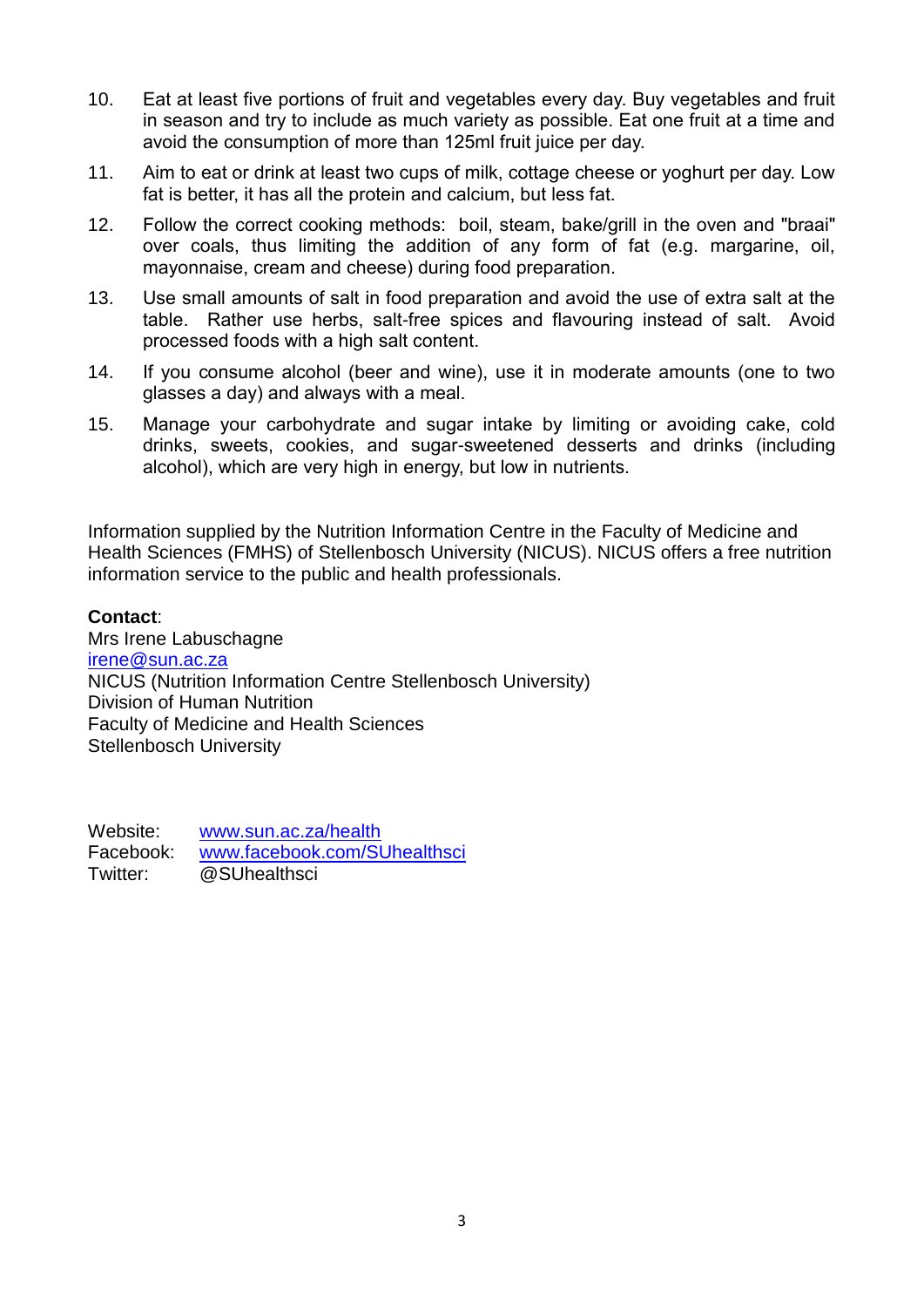10. Eat at least five portions of fruit and vegetables every day. Buy vegetables and fruit in season and try to include as much variety as possible. Eat one fruit at a time and avoid the consumption of more than 125ml fruit juice per day.

11. Aim to eat or drink at least two cups of milk, cottage cheese or yoghurt per day. Low fat is better, it has all the protein and calcium, but less fat.

12. Follow the correct cooking methods: boil, steam, bake/grill in the oven and "braai" over coals, thus limiting the addition of any form of fat (e.g. margarine, oil, mayonnaise, cream and cheese) during food preparation.

13. Use small amounts of salt in food preparation and avoid the use of extra salt at the table. Rather use herbs, salt-free spices and flavouring instead of salt. Avoid processed foods with a high salt content.

14. If you consume alcohol (beer and wine), use it in moderate amounts (one to two glasses a day) and always with a meal.

15. Manage your carbohydrate and sugar intake by limiting or avoiding cake, cold drinks, sweets, cookies, and sugar-sweetened desserts and drinks (including alcohol), which are very high in energy, but low in nutrients.

Information supplied by the Nutrition Information Centre in the Faculty of Medicine and Health Sciences (FMHS) of Stellenbosch University (NICUS). NICUS offers a free nutrition information service to the public and health professionals.

**Contact**:
Mrs Irene Labuschagne
irene@sun.ac.za
NICUS (Nutrition Information Centre Stellenbosch University)
Division of Human Nutrition
Faculty of Medicine and Health Sciences
Stellenbosch University

Website: www.sun.ac.za/health
Facebook: www.facebook.com/SUhealthsci
Twitter: @SUhealthsci